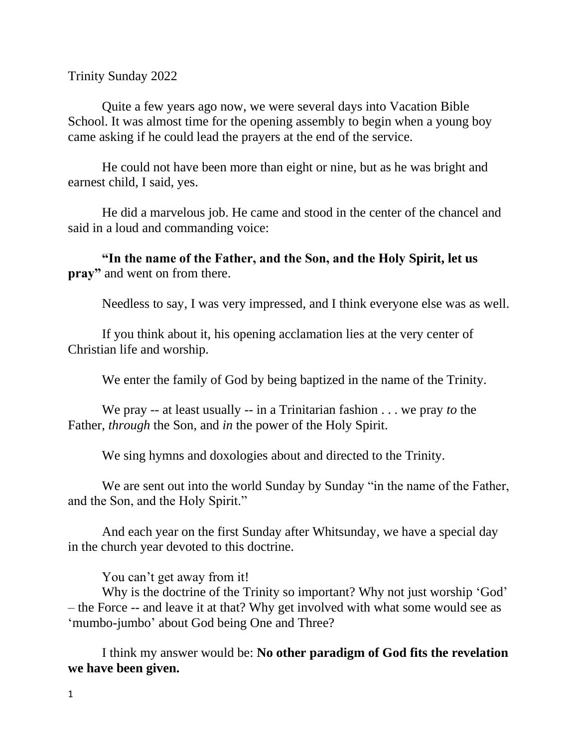Trinity Sunday 2022

Quite a few years ago now, we were several days into Vacation Bible School. It was almost time for the opening assembly to begin when a young boy came asking if he could lead the prayers at the end of the service.

He could not have been more than eight or nine, but as he was bright and earnest child, I said, yes.

He did a marvelous job. He came and stood in the center of the chancel and said in a loud and commanding voice:

**"In the name of the Father, and the Son, and the Holy Spirit, let us pray"** and went on from there.

Needless to say, I was very impressed, and I think everyone else was as well.

If you think about it, his opening acclamation lies at the very center of Christian life and worship.

We enter the family of God by being baptized in the name of the Trinity.

We pray -- at least usually -- in a Trinitarian fashion . . . we pray *to* the Father, *through* the Son, and *in* the power of the Holy Spirit.

We sing hymns and doxologies about and directed to the Trinity.

We are sent out into the world Sunday by Sunday "in the name of the Father, and the Son, and the Holy Spirit."

And each year on the first Sunday after Whitsunday, we have a special day in the church year devoted to this doctrine.

You can't get away from it!

Why is the doctrine of the Trinity so important? Why not just worship 'God' – the Force -- and leave it at that? Why get involved with what some would see as 'mumbo-jumbo' about God being One and Three?

I think my answer would be: **No other paradigm of God fits the revelation we have been given.**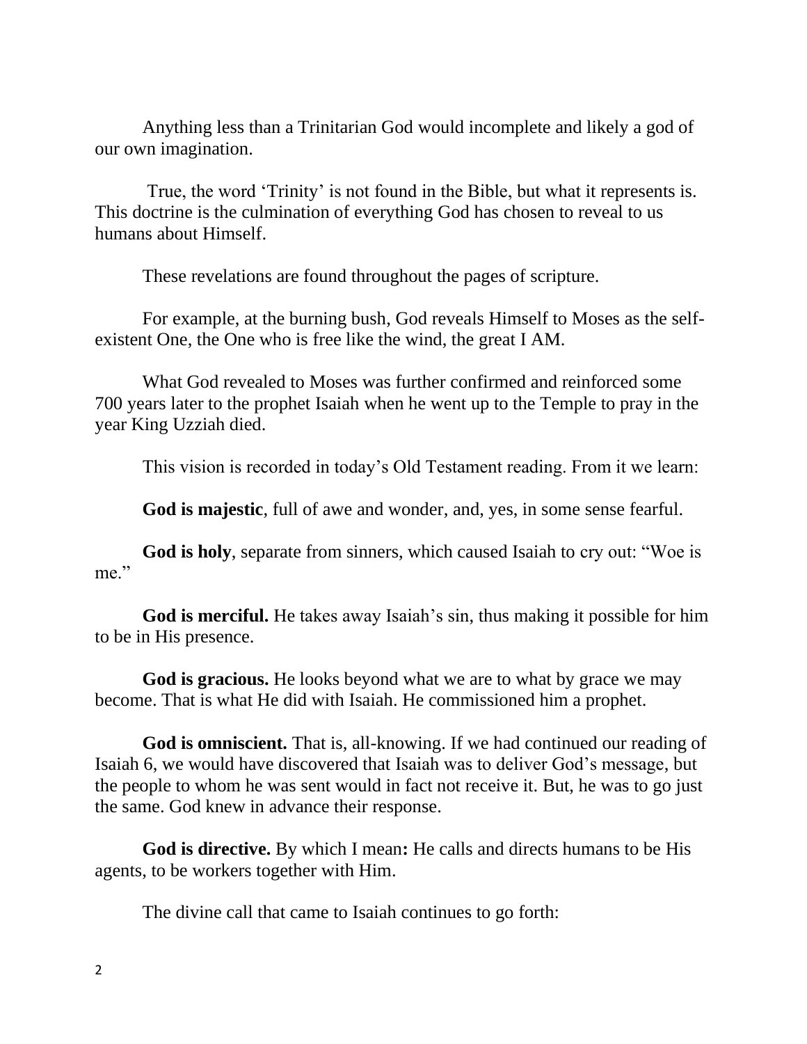Anything less than a Trinitarian God would incomplete and likely a god of our own imagination.

True, the word 'Trinity' is not found in the Bible, but what it represents is. This doctrine is the culmination of everything God has chosen to reveal to us humans about Himself.

These revelations are found throughout the pages of scripture.

For example, at the burning bush, God reveals Himself to Moses as the self-existent One, the One who is free like the wind, the great I AM.

What God revealed to Moses was further confirmed and reinforced some 700 years later to the prophet Isaiah when he went up to the Temple to pray in the year King Uzziah died.

This vision is recorded in today's Old Testament reading. From it we learn:

**God is majestic**, full of awe and wonder, and, yes, in some sense fearful.

**God is holy**, separate from sinners, which caused Isaiah to cry out: "Woe is me."

**God is merciful.** He takes away Isaiah's sin, thus making it possible for him to be in His presence.

**God is gracious.** He looks beyond what we are to what by grace we may become. That is what He did with Isaiah. He commissioned him a prophet.

**God is omniscient.** That is, all-knowing. If we had continued our reading of Isaiah 6, we would have discovered that Isaiah was to deliver God's message, but the people to whom he was sent would in fact not receive it. But, he was to go just the same. God knew in advance their response.

**God is directive.** By which I mean**:** He calls and directs humans to be His agents, to be workers together with Him.

The divine call that came to Isaiah continues to go forth: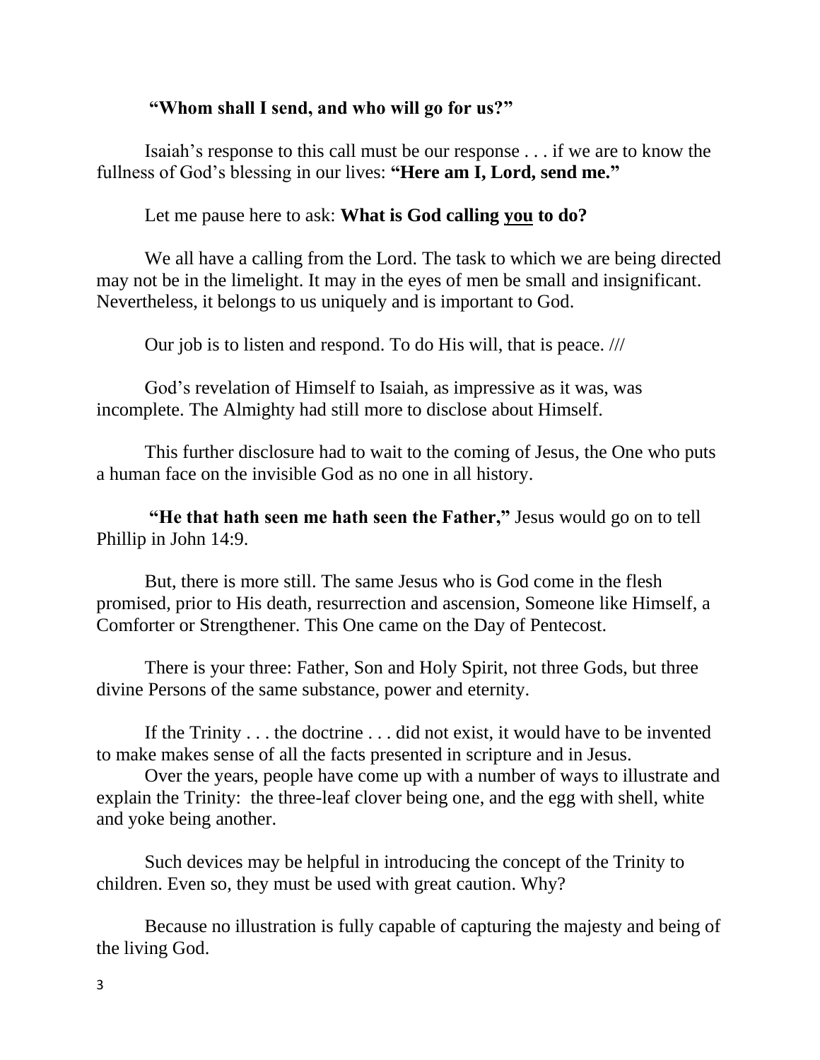**"Whom shall I send, and who will go for us?"**

Isaiah's response to this call must be our response . . . if we are to know the fullness of God's blessing in our lives: **"Here am I, Lord, send me."**

Let me pause here to ask: **What is God calling <u>you</u> to do?**

We all have a calling from the Lord. The task to which we are being directed may not be in the limelight. It may in the eyes of men be small and insignificant. Nevertheless, it belongs to us uniquely and is important to God.

Our job is to listen and respond. To do His will, that is peace. ///

God's revelation of Himself to Isaiah, as impressive as it was, was incomplete. The Almighty had still more to disclose about Himself.

This further disclosure had to wait to the coming of Jesus, the One who puts a human face on the invisible God as no one in all history.

**"He that hath seen me hath seen the Father,"** Jesus would go on to tell Phillip in John 14:9.

But, there is more still. The same Jesus who is God come in the flesh promised, prior to His death, resurrection and ascension, Someone like Himself, a Comforter or Strengthener. This One came on the Day of Pentecost.

There is your three: Father, Son and Holy Spirit, not three Gods, but three divine Persons of the same substance, power and eternity.

If the Trinity . . . the doctrine . . . did not exist, it would have to be invented to make makes sense of all the facts presented in scripture and in Jesus.

Over the years, people have come up with a number of ways to illustrate and explain the Trinity: the three-leaf clover being one, and the egg with shell, white and yoke being another.

Such devices may be helpful in introducing the concept of the Trinity to children. Even so, they must be used with great caution. Why?

Because no illustration is fully capable of capturing the majesty and being of the living God.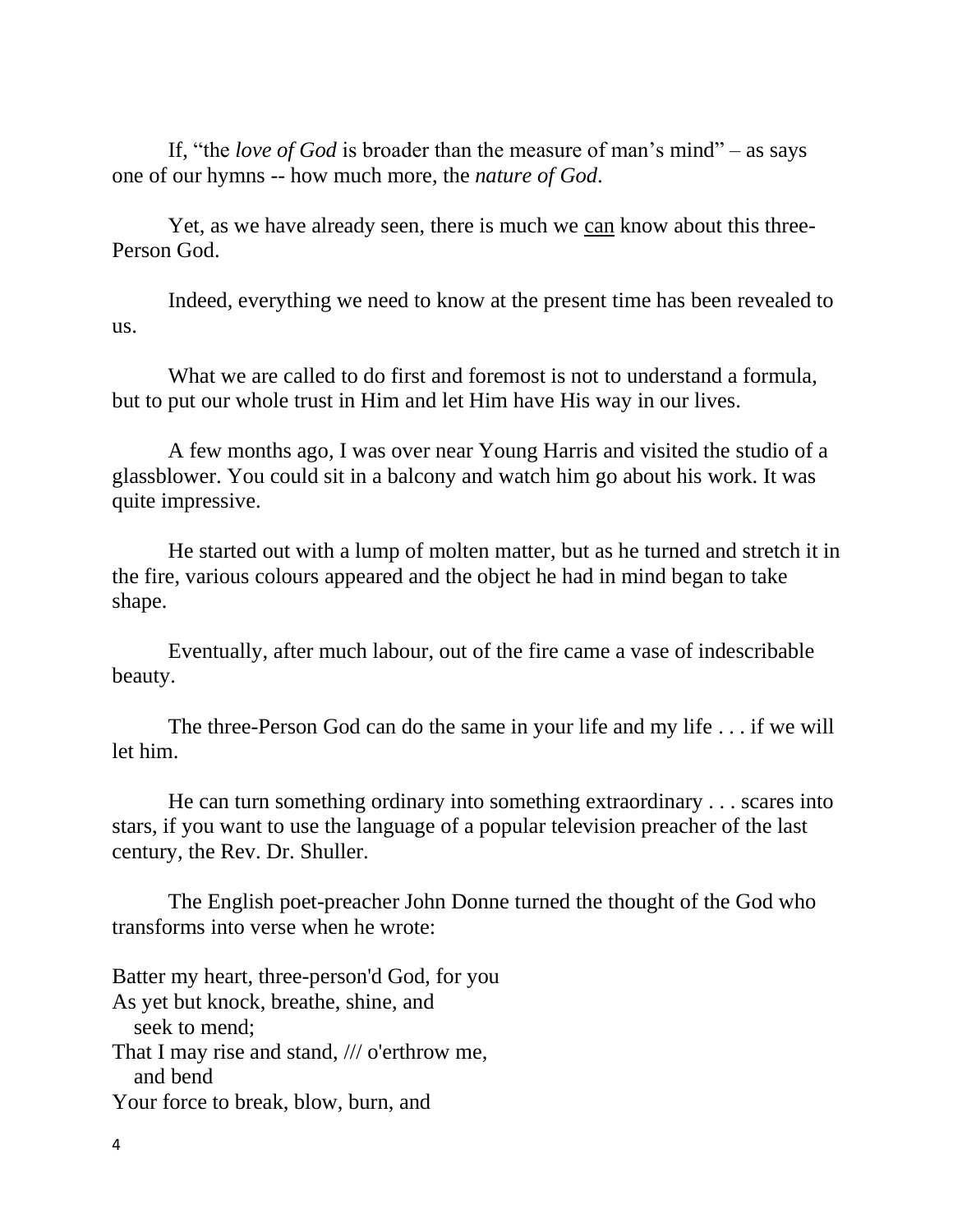If, "the *love of God* is broader than the measure of man's mind" – as says one of our hymns -- how much more, the *nature of God*.

Yet, as we have already seen, there is much we <u>can</u> know about this three-Person God.

Indeed, everything we need to know at the present time has been revealed to us.

What we are called to do first and foremost is not to understand a formula, but to put our whole trust in Him and let Him have His way in our lives.

A few months ago, I was over near Young Harris and visited the studio of a glassblower. You could sit in a balcony and watch him go about his work. It was quite impressive.

He started out with a lump of molten matter, but as he turned and stretch it in the fire, various colours appeared and the object he had in mind began to take shape.

Eventually, after much labour, out of the fire came a vase of indescribable beauty.

The three-Person God can do the same in your life and my life . . . if we will let him.

He can turn something ordinary into something extraordinary . . . scares into stars, if you want to use the language of a popular television preacher of the last century, the Rev. Dr. Shuller.

The English poet-preacher John Donne turned the thought of the God who transforms into verse when he wrote:

Batter my heart, three-person'd God, for you  
As yet but knock, breathe, shine, and  
   seek to mend;  
That I may rise and stand, /// o'erthrow me,  
   and bend  
Your force to break, blow, burn, and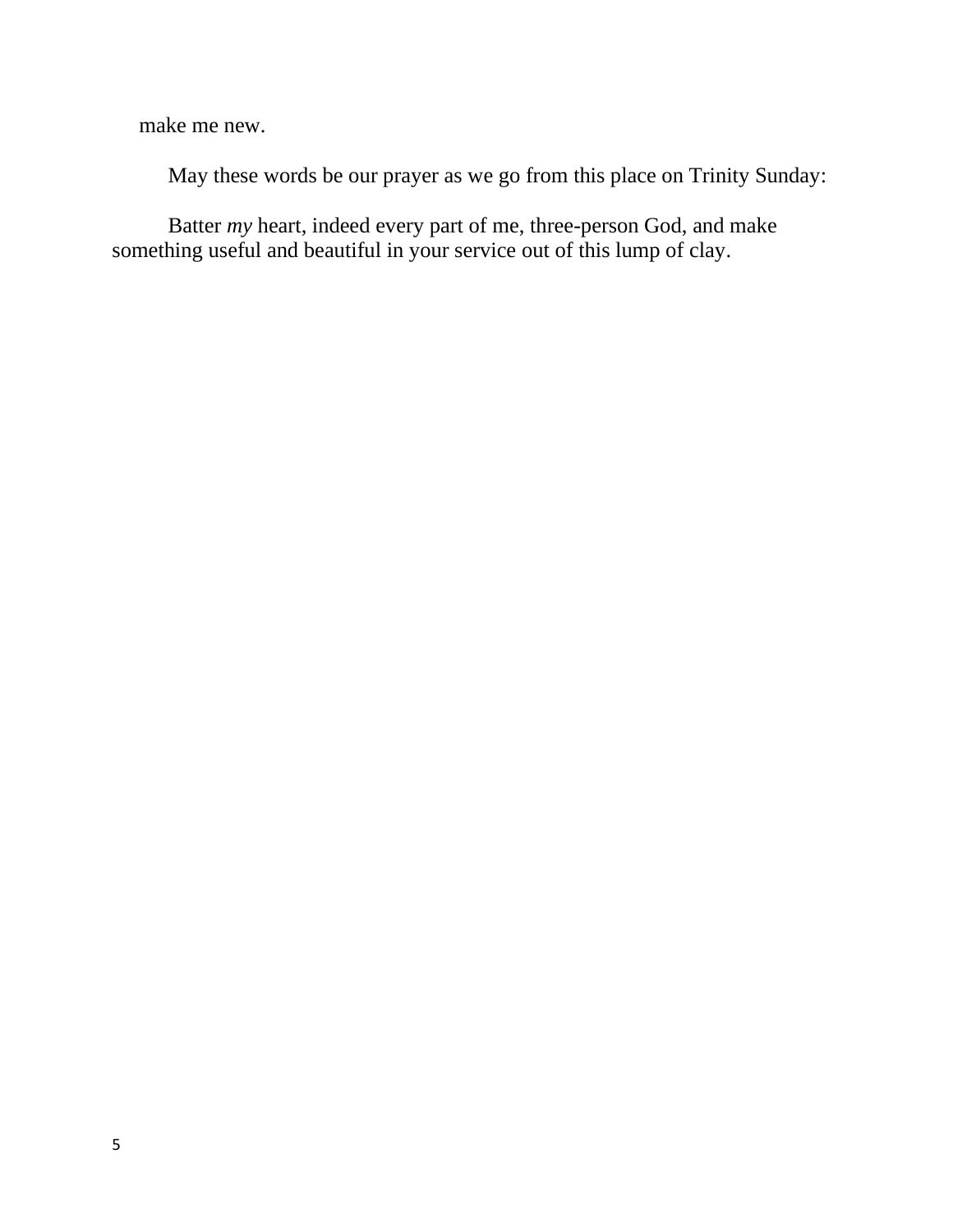make me new.

May these words be our prayer as we go from this place on Trinity Sunday:

Batter *my* heart, indeed every part of me, three-person God, and make something useful and beautiful in your service out of this lump of clay.